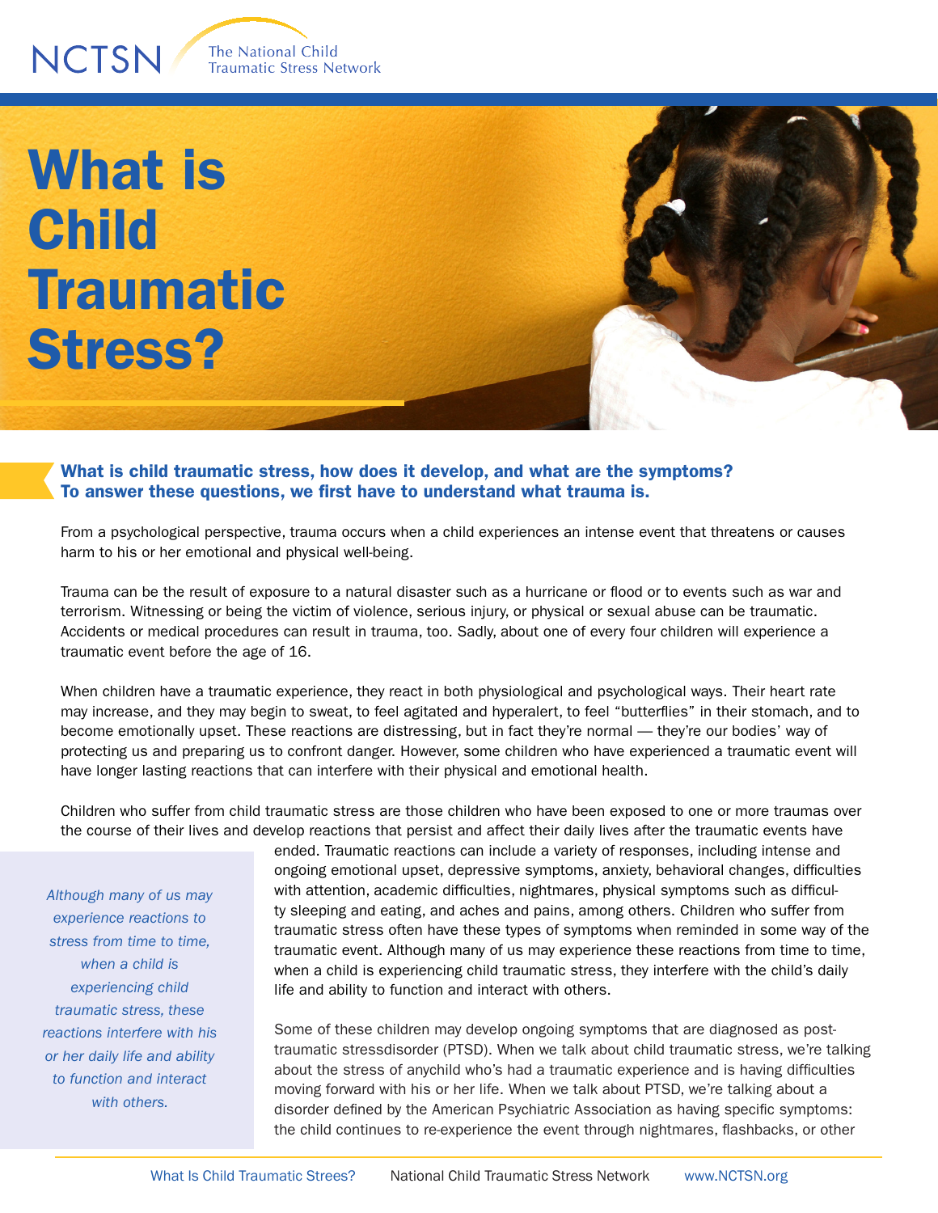NCTSN The National Child Traumatic Stress Network

# What is Child Traumatic Stress?

**What is child traumatic stress, how does it develop, and what are the symptoms? To answer these questions, we first have to understand what trauma is.**

From a psychological perspective, trauma occurs when a child experiences an intense event that threatens or causes harm to his or her emotional and physical well-being.

Trauma can be the result of exposure to a natural disaster such as a hurricane or flood or to events such as war and terrorism. Witnessing or being the victim of violence, serious injury, or physical or sexual abuse can be traumatic. Accidents or medical procedures can result in trauma, too. Sadly, about one of every four children will experience a traumatic event before the age of 16.

When children have a traumatic experience, they react in both physiological and psychological ways. Their heart rate may increase, and they may begin to sweat, to feel agitated and hyperalert, to feel "butterflies" in their stomach, and to become emotionally upset. These reactions are distressing, but in fact they're normal — they're our bodies' way of protecting us and preparing us to confront danger. However, some children who have experienced a traumatic event will have longer lasting reactions that can interfere with their physical and emotional health.

Children who suffer from child traumatic stress are those children who have been exposed to one or more traumas over the course of their lives and develop reactions that persist and affect their daily lives after the traumatic events have ended. Traumatic reactions can include a variety of responses, including intense and ongoing emotional upset, depressive symptoms, anxiety, behavioral changes, difficulties with attention, academic difficulties, nightmares, physical symptoms such as difficulty sleeping and eating, and aches and pains, among others. Children who suffer from traumatic stress often have these types of symptoms when reminded in some way of the traumatic event. Although many of us may experience these reactions from time to time, when a child is experiencing child traumatic stress, they interfere with the child's daily life and ability to function and interact with others.

*Although many of us may experience reactions to stress from time to time, when a child is experiencing child traumatic stress, these reactions interfere with his or her daily life and ability to function and interact with others.*

Some of these children may develop ongoing symptoms that are diagnosed as post-traumatic stressdisorder (PTSD). When we talk about child traumatic stress, we're talking about the stress of anychild who's had a traumatic experience and is having difficulties moving forward with his or her life. When we talk about PTSD, we're talking about a disorder defined by the American Psychiatric Association as having specific symptoms: the child continues to re-experience the event through nightmares, flashbacks, or other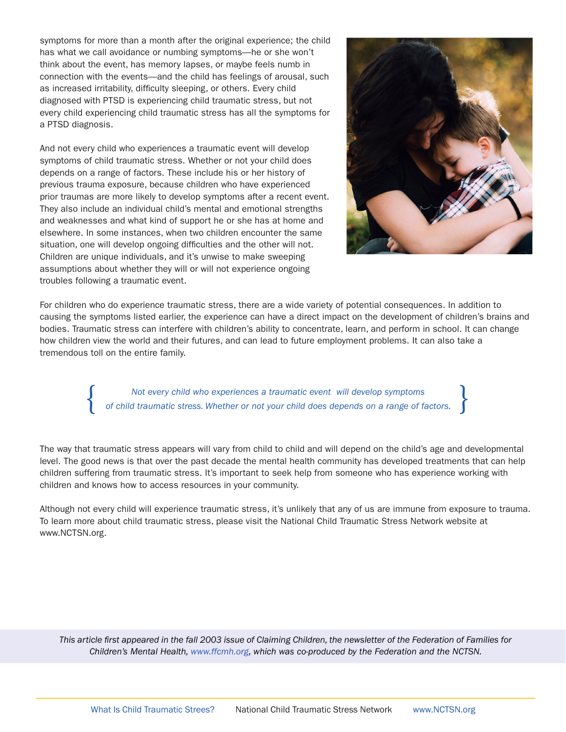symptoms for more than a month after the original experience; the child has what we call avoidance or numbing symptoms—he or she won't think about the event, has memory lapses, or maybe feels numb in connection with the events—and the child has feelings of arousal, such as increased irritability, difficulty sleeping, or others. Every child diagnosed with PTSD is experiencing child traumatic stress, but not every child experiencing child traumatic stress has all the symptoms for a PTSD diagnosis.

And not every child who experiences a traumatic event will develop symptoms of child traumatic stress. Whether or not your child does depends on a range of factors. These include his or her history of previous trauma exposure, because children who have experienced prior traumas are more likely to develop symptoms after a recent event. They also include an individual child's mental and emotional strengths and weaknesses and what kind of support he or she has at home and elsewhere. In some instances, when two children encounter the same situation, one will develop ongoing difficulties and the other will not. Children are unique individuals, and it's unwise to make sweeping assumptions about whether they will or will not experience ongoing troubles following a traumatic event.

For children who do experience traumatic stress, there are a wide variety of potential consequences. In addition to causing the symptoms listed earlier, the experience can have a direct impact on the development of children's brains and bodies. Traumatic stress can interfere with children's ability to concentrate, learn, and perform in school. It can change how children view the world and their futures, and can lead to future employment problems. It can also take a tremendous toll on the entire family.

> *Not every child who experiences a traumatic event will develop symptoms of child traumatic stress. Whether or not your child does depends on a range of factors.*

The way that traumatic stress appears will vary from child to child and will depend on the child's age and developmental level. The good news is that over the past decade the mental health community has developed treatments that can help children suffering from traumatic stress. It's important to seek help from someone who has experience working with children and knows how to access resources in your community.

Although not every child will experience traumatic stress, it's unlikely that any of us are immune from exposure to trauma. To learn more about child traumatic stress, please visit the National Child Traumatic Stress Network website at www.NCTSN.org.

*This article first appeared in the fall 2003 issue of Claiming Children, the newsletter of the Federation of Families for Children's Mental Health, www.ffcmh.org, which was co-produced by the Federation and the NCTSN.*